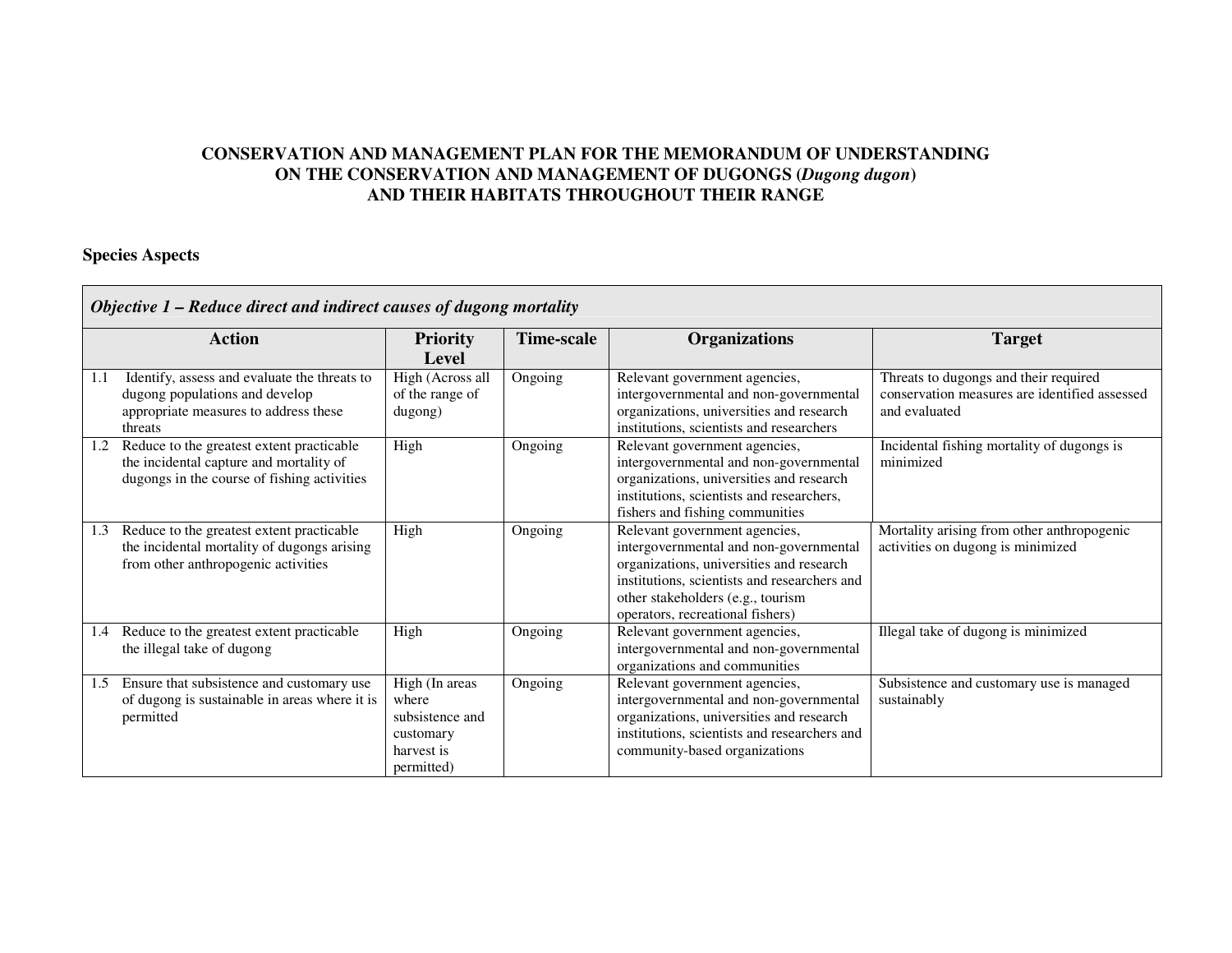# CONSERVATION AND MANAGEMENT PLAN FOR THE MEMORANDUM OF UNDERSTANDING ON THE CONSERVATION AND MANAGEMENT OF DUGONGS (*Dugong dugon*) AND THEIR HABITATS THROUGHOUT THEIR RANGE

## Species Aspects

| ***Objective 1 – Reduce direct and indirect causes of dugong mortality*** | | | | |
|---|---|---|---|---|
| **Action** | **Priority Level** | **Time-scale** | **Organizations** | **Target** |
| 1.1 Identify, assess and evaluate the threats to dugong populations and develop appropriate measures to address these threats | High (Across all of the range of dugong) | Ongoing | Relevant government agencies, intergovernmental and non-governmental organizations, universities and research institutions, scientists and researchers | Threats to dugongs and their required conservation measures are identified assessed and evaluated |
| 1.2 Reduce to the greatest extent practicable the incidental capture and mortality of dugongs in the course of fishing activities | High | Ongoing | Relevant government agencies, intergovernmental and non-governmental organizations, universities and research institutions, scientists and researchers, fishers and fishing communities | Incidental fishing mortality of dugongs is minimized |
| 1.3 Reduce to the greatest extent practicable the incidental mortality of dugongs arising from other anthropogenic activities | High | Ongoing | Relevant government agencies, intergovernmental and non-governmental organizations, universities and research institutions, scientists and researchers and other stakeholders (e.g., tourism operators, recreational fishers) | Mortality arising from other anthropogenic activities on dugong is minimized |
| 1.4 Reduce to the greatest extent practicable the illegal take of dugong | High | Ongoing | Relevant government agencies, intergovernmental and non-governmental organizations and communities | Illegal take of dugong is minimized |
| 1.5 Ensure that subsistence and customary use of dugong is sustainable in areas where it is permitted | High (In areas where subsistence and customary harvest is permitted) | Ongoing | Relevant government agencies, intergovernmental and non-governmental organizations, universities and research institutions, scientists and researchers and community-based organizations | Subsistence and customary use is managed sustainably |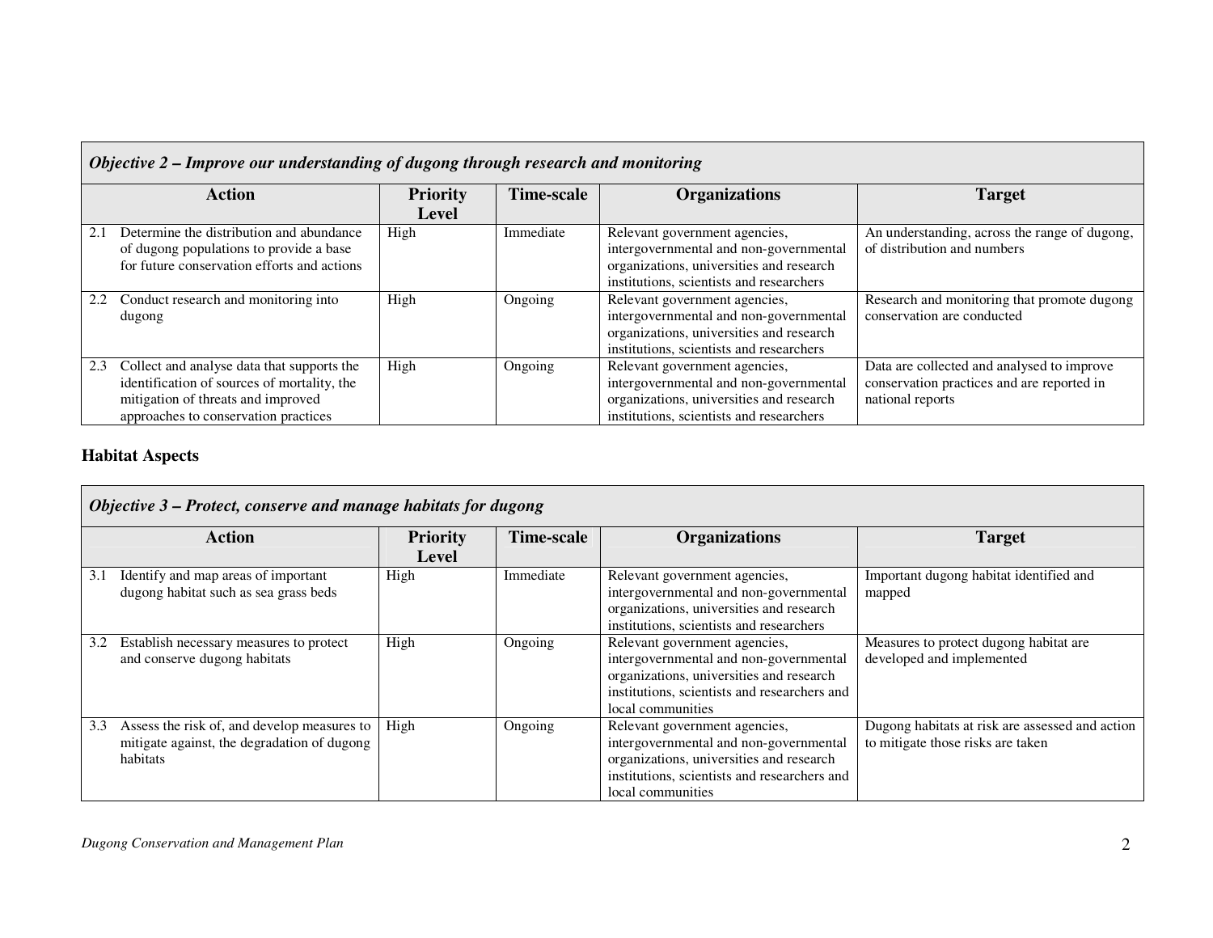| *Objective 2 – Improve our understanding of dugong through research and monitoring* | | | | |
|---|---|---|---|---|
| **Action** | **Priority Level** | **Time-scale** | **Organizations** | **Target** |
| 2.1 Determine the distribution and abundance of dugong populations to provide a base for future conservation efforts and actions | High | Immediate | Relevant government agencies, intergovernmental and non-governmental organizations, universities and research institutions, scientists and researchers | An understanding, across the range of dugong, of distribution and numbers |
| 2.2 Conduct research and monitoring into dugong | High | Ongoing | Relevant government agencies, intergovernmental and non-governmental organizations, universities and research institutions, scientists and researchers | Research and monitoring that promote dugong conservation are conducted |
| 2.3 Collect and analyse data that supports the identification of sources of mortality, the mitigation of threats and improved approaches to conservation practices | High | Ongoing | Relevant government agencies, intergovernmental and non-governmental organizations, universities and research institutions, scientists and researchers | Data are collected and analysed to improve conservation practices and are reported in national reports |

## Habitat Aspects

| *Objective 3 – Protect, conserve and manage habitats for dugong* | | | | |
|---|---|---|---|---|
| **Action** | **Priority Level** | **Time-scale** | **Organizations** | **Target** |
| 3.1 Identify and map areas of important dugong habitat such as sea grass beds | High | Immediate | Relevant government agencies, intergovernmental and non-governmental organizations, universities and research institutions, scientists and researchers | Important dugong habitat identified and mapped |
| 3.2 Establish necessary measures to protect and conserve dugong habitats | High | Ongoing | Relevant government agencies, intergovernmental and non-governmental organizations, universities and research institutions, scientists and researchers and local communities | Measures to protect dugong habitat are developed and implemented |
| 3.3 Assess the risk of, and develop measures to mitigate against, the degradation of dugong habitats | High | Ongoing | Relevant government agencies, intergovernmental and non-governmental organizations, universities and research institutions, scientists and researchers and local communities | Dugong habitats at risk are assessed and action to mitigate those risks are taken |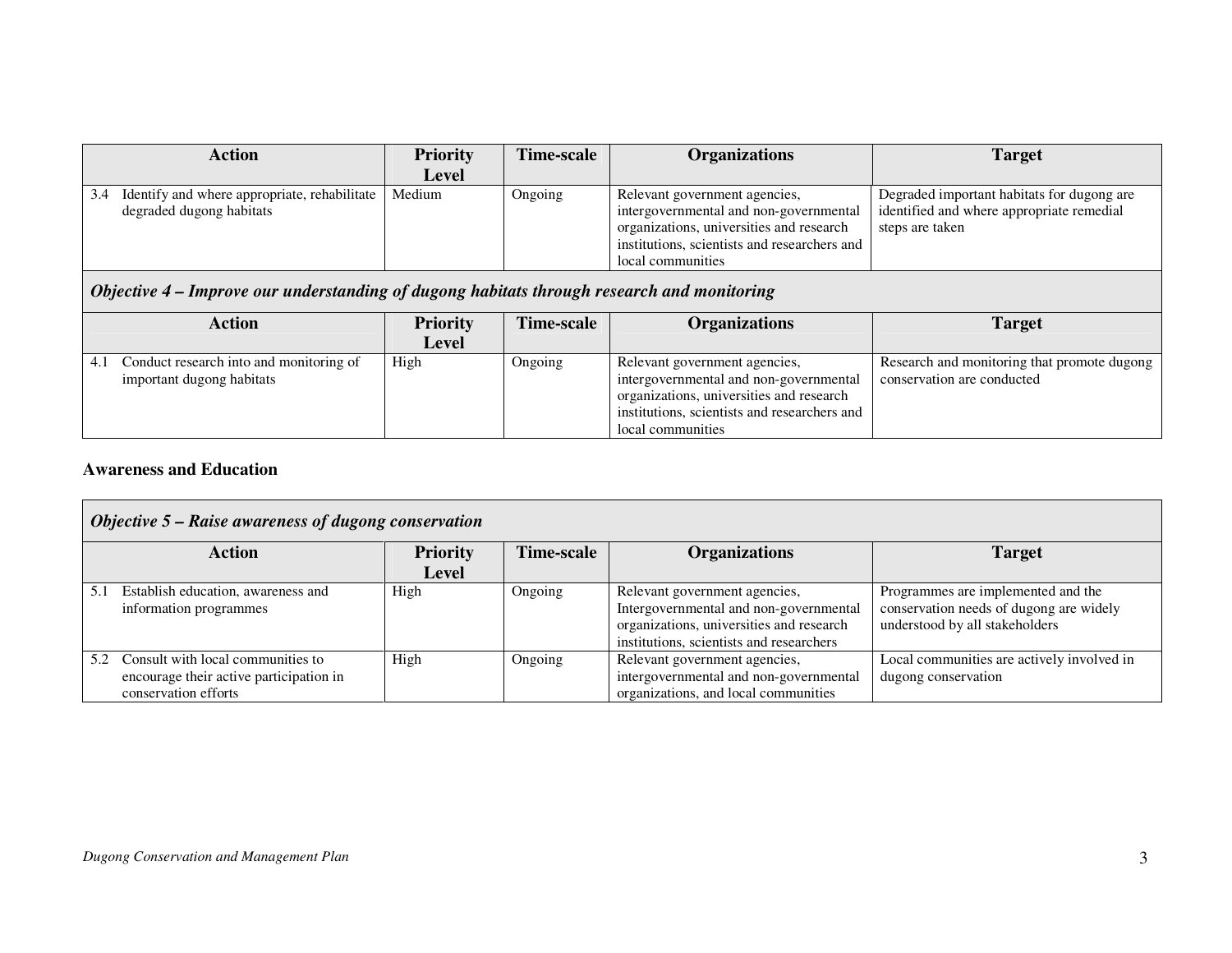| Action | Priority Level | Time-scale | Organizations | Target |
|---|---|---|---|---|
| 3.4 Identify and where appropriate, rehabilitate degraded dugong habitats | Medium | Ongoing | Relevant government agencies, intergovernmental and non-governmental organizations, universities and research institutions, scientists and researchers and local communities | Degraded important habitats for dugong are identified and where appropriate remedial steps are taken |

***Objective 4 – Improve our understanding of dugong habitats through research and monitoring***

| Action | Priority Level | Time-scale | Organizations | Target |
|---|---|---|---|---|
| 4.1 Conduct research into and monitoring of important dugong habitats | High | Ongoing | Relevant government agencies, intergovernmental and non-governmental organizations, universities and research institutions, scientists and researchers and local communities | Research and monitoring that promote dugong conservation are conducted |

**Awareness and Education**

***Objective 5 – Raise awareness of dugong conservation***

| Action | Priority Level | Time-scale | Organizations | Target |
|---|---|---|---|---|
| 5.1 Establish education, awareness and information programmes | High | Ongoing | Relevant government agencies, Intergovernmental and non-governmental organizations, universities and research institutions, scientists and researchers | Programmes are implemented and the conservation needs of dugong are widely understood by all stakeholders |
| 5.2 Consult with local communities to encourage their active participation in conservation efforts | High | Ongoing | Relevant government agencies, intergovernmental and non-governmental organizations, and local communities | Local communities are actively involved in dugong conservation |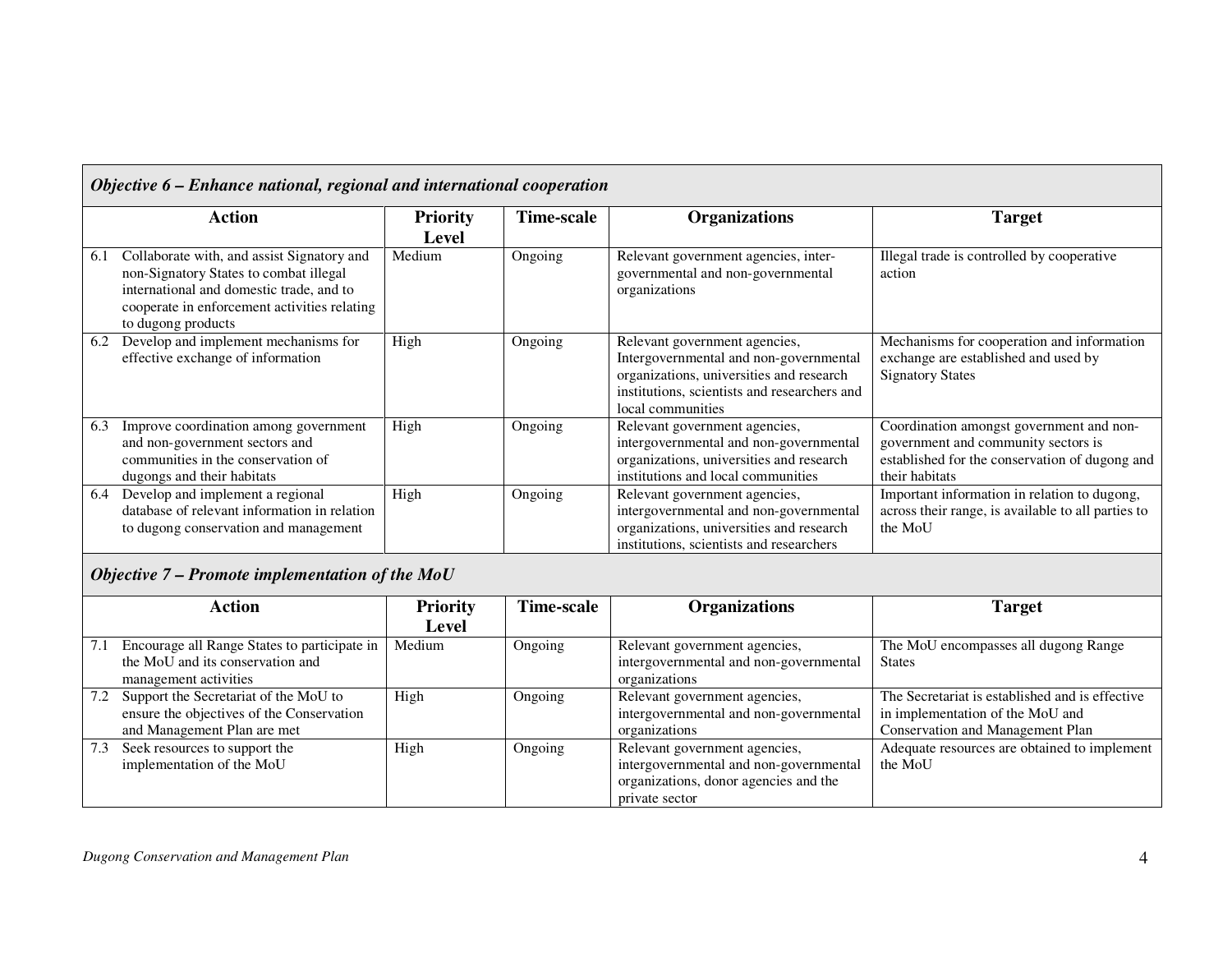***Objective 6 – Enhance national, regional and international cooperation***

| Action | Priority Level | Time-scale | Organizations | Target |
|---|---|---|---|---|
| 6.1 Collaborate with, and assist Signatory and non-Signatory States to combat illegal international and domestic trade, and to cooperate in enforcement activities relating to dugong products | Medium | Ongoing | Relevant government agencies, inter-governmental and non-governmental organizations | Illegal trade is controlled by cooperative action |
| 6.2 Develop and implement mechanisms for effective exchange of information | High | Ongoing | Relevant government agencies, Intergovernmental and non-governmental organizations, universities and research institutions, scientists and researchers and local communities | Mechanisms for cooperation and information exchange are established and used by Signatory States |
| 6.3 Improve coordination among government and non-government sectors and communities in the conservation of dugongs and their habitats | High | Ongoing | Relevant government agencies, intergovernmental and non-governmental organizations, universities and research institutions and local communities | Coordination amongst government and non-government and community sectors is established for the conservation of dugong and their habitats |
| 6.4 Develop and implement a regional database of relevant information in relation to dugong conservation and management | High | Ongoing | Relevant government agencies, intergovernmental and non-governmental organizations, universities and research institutions, scientists and researchers | Important information in relation to dugong, across their range, is available to all parties to the MoU |

***Objective 7 – Promote implementation of the MoU***

| Action | Priority Level | Time-scale | Organizations | Target |
|---|---|---|---|---|
| 7.1 Encourage all Range States to participate in the MoU and its conservation and management activities | Medium | Ongoing | Relevant government agencies, intergovernmental and non-governmental organizations | The MoU encompasses all dugong Range States |
| 7.2 Support the Secretariat of the MoU to ensure the objectives of the Conservation and Management Plan are met | High | Ongoing | Relevant government agencies, intergovernmental and non-governmental organizations | The Secretariat is established and is effective in implementation of the MoU and Conservation and Management Plan |
| 7.3 Seek resources to support the implementation of the MoU | High | Ongoing | Relevant government agencies, intergovernmental and non-governmental organizations, donor agencies and the private sector | Adequate resources are obtained to implement the MoU |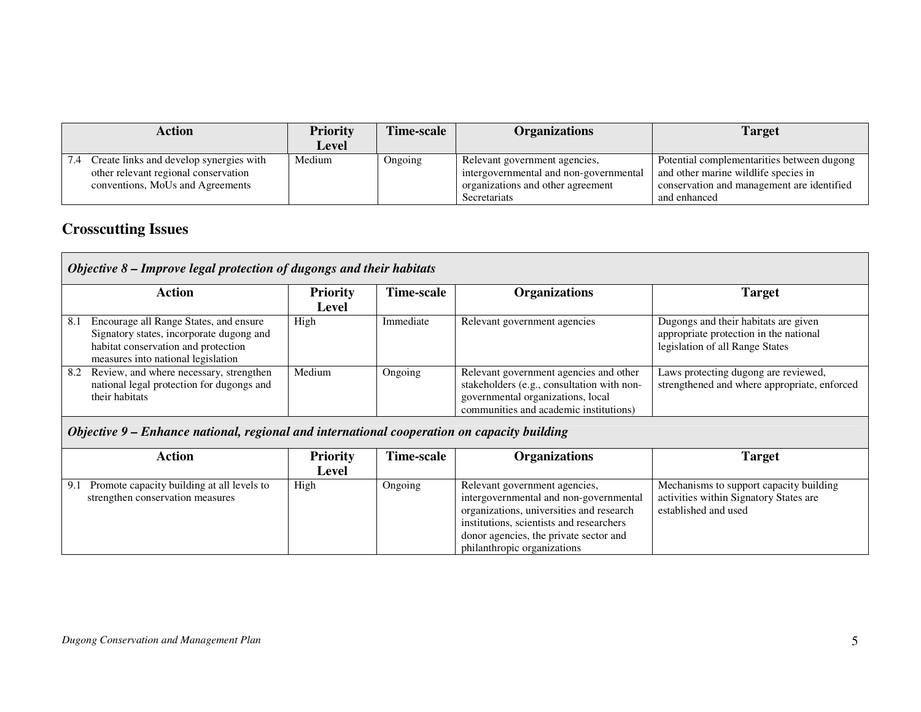| Action | Priority Level | Time-scale | Organizations | Target |
|---|---|---|---|---|
| 7.4 Create links and develop synergies with other relevant regional conservation conventions, MoUs and Agreements | Medium | Ongoing | Relevant government agencies, intergovernmental and non-governmental organizations and other agreement Secretariats | Potential complementarities between dugong and other marine wildlife species in conservation and management are identified and enhanced |

## Crosscutting Issues

| ***Objective 8 – Improve legal protection of dugongs and their habitats*** | | | | |
|---|---|---|---|---|
| **Action** | **Priority Level** | **Time-scale** | **Organizations** | **Target** |
| 8.1 Encourage all Range States, and ensure Signatory states, incorporate dugong and habitat conservation and protection measures into national legislation | High | Immediate | Relevant government agencies | Dugongs and their habitats are given appropriate protection in the national legislation of all Range States |
| 8.2 Review, and where necessary, strengthen national legal protection for dugongs and their habitats | Medium | Ongoing | Relevant government agencies and other stakeholders (e.g., consultation with non-governmental organizations, local communities and academic institutions) | Laws protecting dugong are reviewed, strengthened and where appropriate, enforced |
| ***Objective 9 – Enhance national, regional and international cooperation on capacity building*** | | | | |
| **Action** | **Priority Level** | **Time-scale** | **Organizations** | **Target** |
| 9.1 Promote capacity building at all levels to strengthen conservation measures | High | Ongoing | Relevant government agencies, intergovernmental and non-governmental organizations, universities and research institutions, scientists and researchers donor agencies, the private sector and philanthropic organizations | Mechanisms to support capacity building activities within Signatory States are established and used |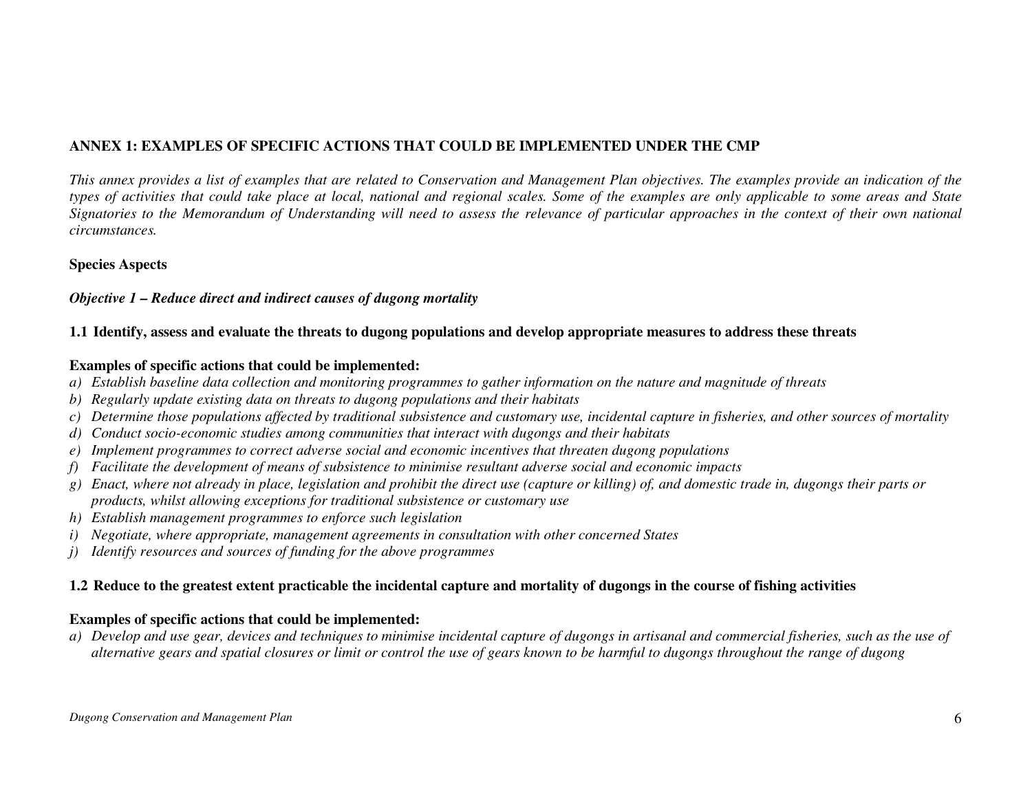## ANNEX 1: EXAMPLES OF SPECIFIC ACTIONS THAT COULD BE IMPLEMENTED UNDER THE CMP

*This annex provides a list of examples that are related to Conservation and Management Plan objectives. The examples provide an indication of the types of activities that could take place at local, national and regional scales. Some of the examples are only applicable to some areas and State Signatories to the Memorandum of Understanding will need to assess the relevance of particular approaches in the context of their own national circumstances.*

### Species Aspects

***Objective 1 – Reduce direct and indirect causes of dugong mortality***

**1.1 Identify, assess and evaluate the threats to dugong populations and develop appropriate measures to address these threats**

**Examples of specific actions that could be implemented:**

- *a) Establish baseline data collection and monitoring programmes to gather information on the nature and magnitude of threats*
- *b) Regularly update existing data on threats to dugong populations and their habitats*
- *c) Determine those populations affected by traditional subsistence and customary use, incidental capture in fisheries, and other sources of mortality*
- *d) Conduct socio-economic studies among communities that interact with dugongs and their habitats*
- *e) Implement programmes to correct adverse social and economic incentives that threaten dugong populations*
- *f) Facilitate the development of means of subsistence to minimise resultant adverse social and economic impacts*
- *g) Enact, where not already in place, legislation and prohibit the direct use (capture or killing) of, and domestic trade in, dugongs their parts or products, whilst allowing exceptions for traditional subsistence or customary use*
- *h) Establish management programmes to enforce such legislation*
- *i) Negotiate, where appropriate, management agreements in consultation with other concerned States*
- *j) Identify resources and sources of funding for the above programmes*

**1.2 Reduce to the greatest extent practicable the incidental capture and mortality of dugongs in the course of fishing activities**

**Examples of specific actions that could be implemented:**

- *a) Develop and use gear, devices and techniques to minimise incidental capture of dugongs in artisanal and commercial fisheries, such as the use of alternative gears and spatial closures or limit or control the use of gears known to be harmful to dugongs throughout the range of dugong*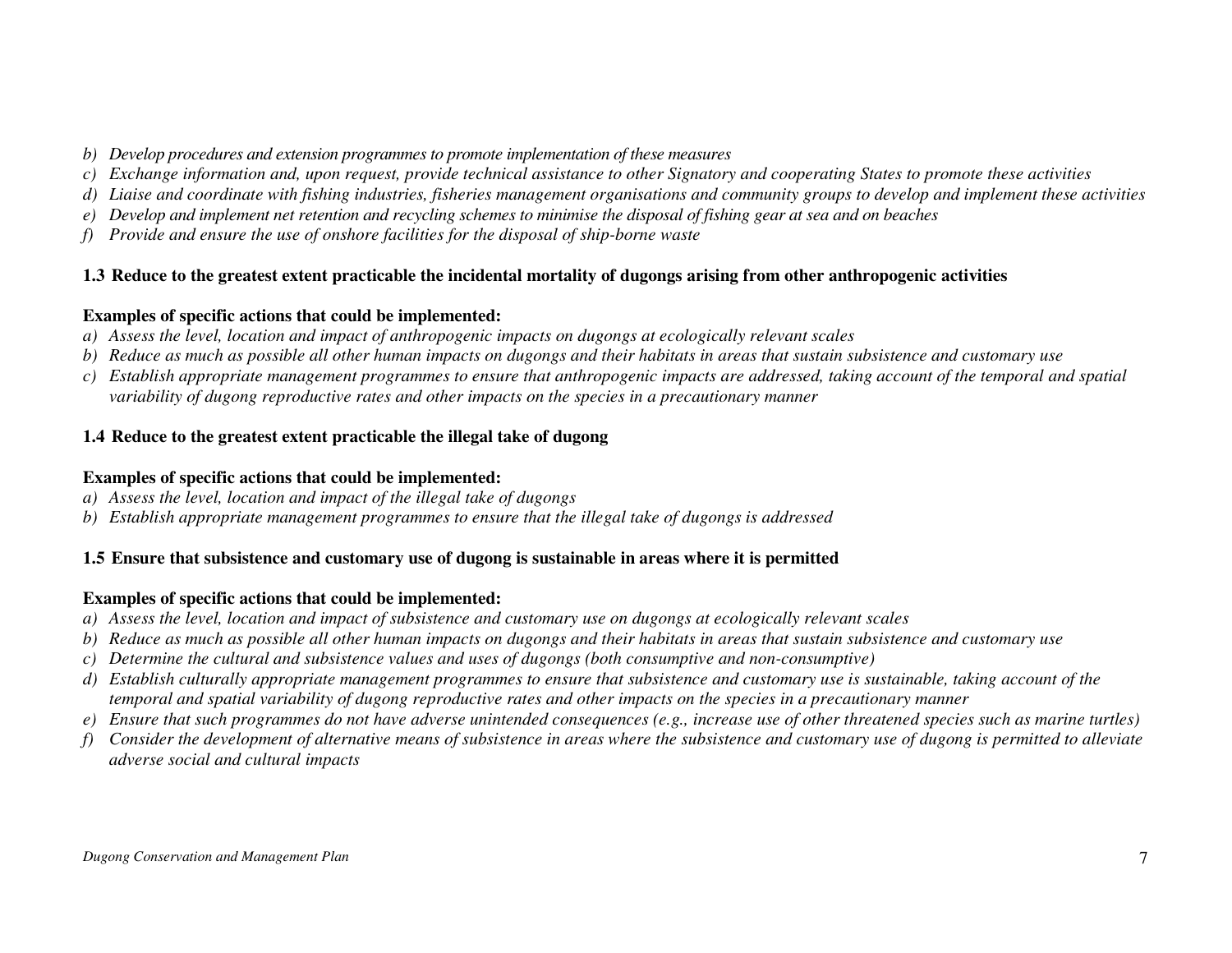- b) *Develop procedures and extension programmes to promote implementation of these measures*
- c) *Exchange information and, upon request, provide technical assistance to other Signatory and cooperating States to promote these activities*
- d) *Liaise and coordinate with fishing industries, fisheries management organisations and community groups to develop and implement these activities*
- e) *Develop and implement net retention and recycling schemes to minimise the disposal of fishing gear at sea and on beaches*
- f) *Provide and ensure the use of onshore facilities for the disposal of ship-borne waste*

**1.3 Reduce to the greatest extent practicable the incidental mortality of dugongs arising from other anthropogenic activities**

**Examples of specific actions that could be implemented:**

- a) *Assess the level, location and impact of anthropogenic impacts on dugongs at ecologically relevant scales*
- b) *Reduce as much as possible all other human impacts on dugongs and their habitats in areas that sustain subsistence and customary use*
- c) *Establish appropriate management programmes to ensure that anthropogenic impacts are addressed, taking account of the temporal and spatial variability of dugong reproductive rates and other impacts on the species in a precautionary manner*

**1.4 Reduce to the greatest extent practicable the illegal take of dugong**

**Examples of specific actions that could be implemented:**

- a) *Assess the level, location and impact of the illegal take of dugongs*
- b) *Establish appropriate management programmes to ensure that the illegal take of dugongs is addressed*

**1.5 Ensure that subsistence and customary use of dugong is sustainable in areas where it is permitted**

**Examples of specific actions that could be implemented:**

- a) *Assess the level, location and impact of subsistence and customary use on dugongs at ecologically relevant scales*
- b) *Reduce as much as possible all other human impacts on dugongs and their habitats in areas that sustain subsistence and customary use*
- c) *Determine the cultural and subsistence values and uses of dugongs (both consumptive and non-consumptive)*
- d) *Establish culturally appropriate management programmes to ensure that subsistence and customary use is sustainable, taking account of the temporal and spatial variability of dugong reproductive rates and other impacts on the species in a precautionary manner*
- e) *Ensure that such programmes do not have adverse unintended consequences (e.g., increase use of other threatened species such as marine turtles)*
- f) *Consider the development of alternative means of subsistence in areas where the subsistence and customary use of dugong is permitted to alleviate adverse social and cultural impacts*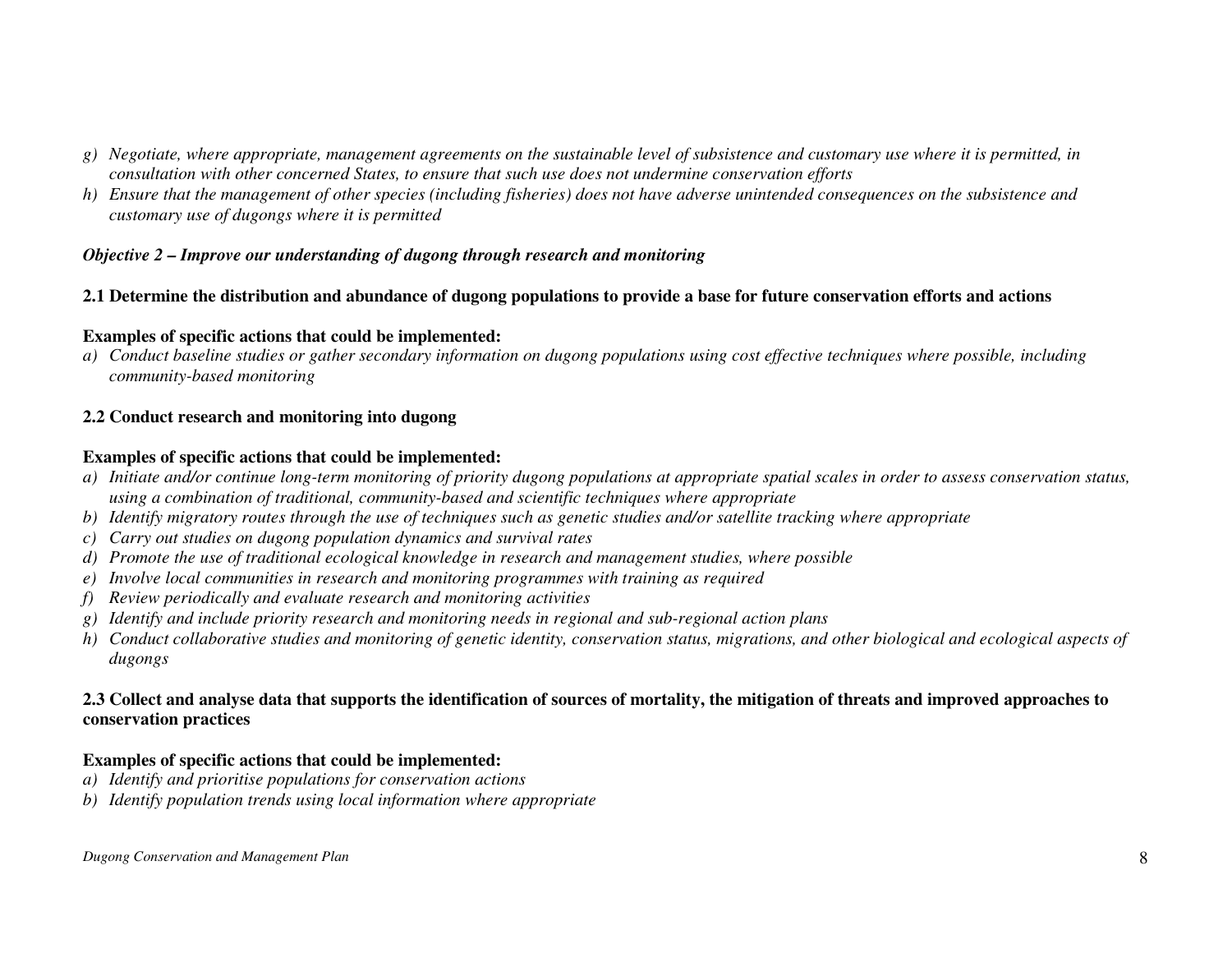*g) Negotiate, where appropriate, management agreements on the sustainable level of subsistence and customary use where it is permitted, in consultation with other concerned States, to ensure that such use does not undermine conservation efforts*

*h) Ensure that the management of other species (including fisheries) does not have adverse unintended consequences on the subsistence and customary use of dugongs where it is permitted*

***Objective 2 – Improve our understanding of dugong through research and monitoring***

**2.1 Determine the distribution and abundance of dugong populations to provide a base for future conservation efforts and actions**

**Examples of specific actions that could be implemented:**

*a) Conduct baseline studies or gather secondary information on dugong populations using cost effective techniques where possible, including community-based monitoring*

**2.2 Conduct research and monitoring into dugong**

**Examples of specific actions that could be implemented:**

*a) Initiate and/or continue long-term monitoring of priority dugong populations at appropriate spatial scales in order to assess conservation status, using a combination of traditional, community-based and scientific techniques where appropriate*

*b) Identify migratory routes through the use of techniques such as genetic studies and/or satellite tracking where appropriate*

*c) Carry out studies on dugong population dynamics and survival rates*

*d) Promote the use of traditional ecological knowledge in research and management studies, where possible*

*e) Involve local communities in research and monitoring programmes with training as required*

*f) Review periodically and evaluate research and monitoring activities*

*g) Identify and include priority research and monitoring needs in regional and sub-regional action plans*

*h) Conduct collaborative studies and monitoring of genetic identity, conservation status, migrations, and other biological and ecological aspects of dugongs*

**2.3 Collect and analyse data that supports the identification of sources of mortality, the mitigation of threats and improved approaches to conservation practices**

**Examples of specific actions that could be implemented:**

*a) Identify and prioritise populations for conservation actions*

*b) Identify population trends using local information where appropriate*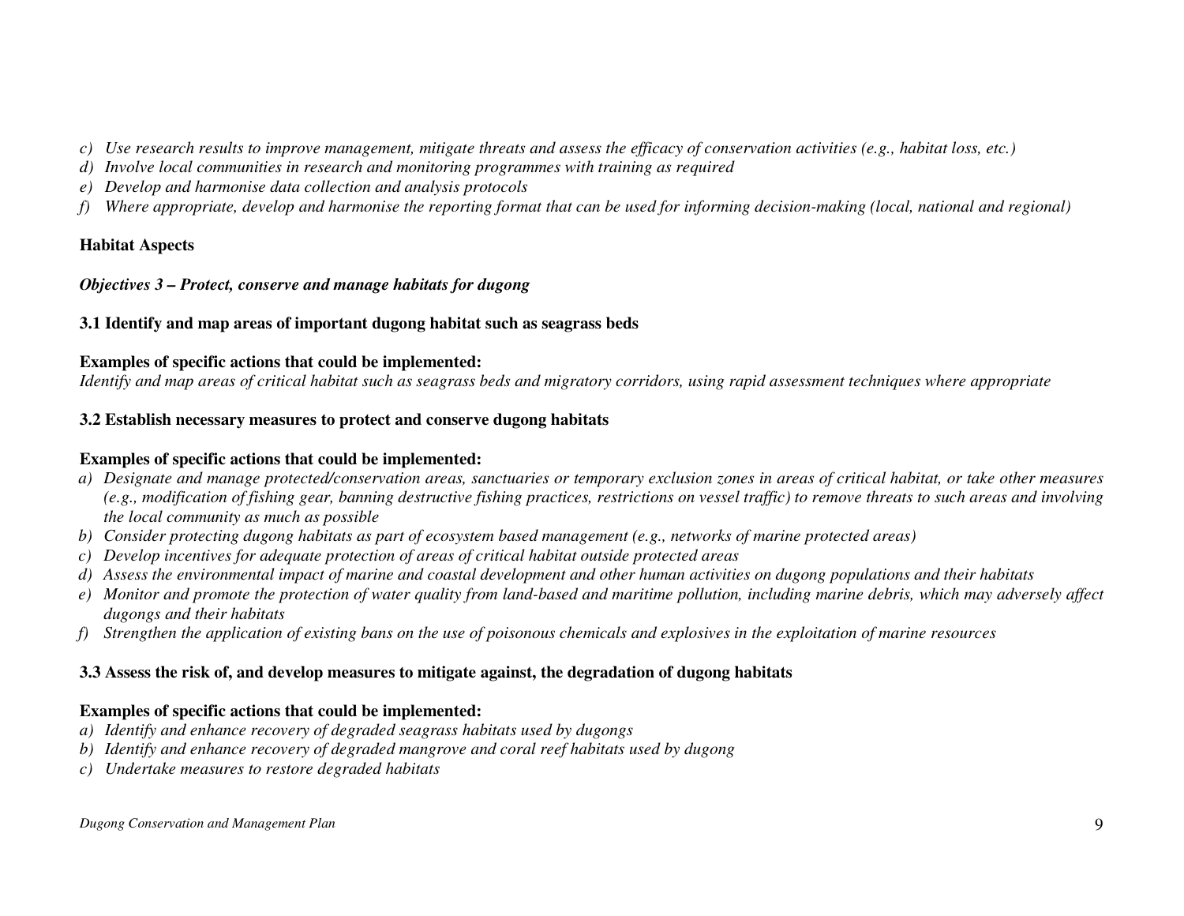c) *Use research results to improve management, mitigate threats and assess the efficacy of conservation activities (e.g., habitat loss, etc.)*
d) *Involve local communities in research and monitoring programmes with training as required*
e) *Develop and harmonise data collection and analysis protocols*
f) *Where appropriate, develop and harmonise the reporting format that can be used for informing decision-making (local, national and regional)*

**Habitat Aspects**

***Objectives 3 – Protect, conserve and manage habitats for dugong***

**3.1 Identify and map areas of important dugong habitat such as seagrass beds**

**Examples of specific actions that could be implemented:**
*Identify and map areas of critical habitat such as seagrass beds and migratory corridors, using rapid assessment techniques where appropriate*

**3.2 Establish necessary measures to protect and conserve dugong habitats**

**Examples of specific actions that could be implemented:**

a) *Designate and manage protected/conservation areas, sanctuaries or temporary exclusion zones in areas of critical habitat, or take other measures (e.g., modification of fishing gear, banning destructive fishing practices, restrictions on vessel traffic) to remove threats to such areas and involving the local community as much as possible*
b) *Consider protecting dugong habitats as part of ecosystem based management (e.g., networks of marine protected areas)*
c) *Develop incentives for adequate protection of areas of critical habitat outside protected areas*
d) *Assess the environmental impact of marine and coastal development and other human activities on dugong populations and their habitats*
e) *Monitor and promote the protection of water quality from land-based and maritime pollution, including marine debris, which may adversely affect dugongs and their habitats*
f) *Strengthen the application of existing bans on the use of poisonous chemicals and explosives in the exploitation of marine resources*

**3.3 Assess the risk of, and develop measures to mitigate against, the degradation of dugong habitats**

**Examples of specific actions that could be implemented:**

a) *Identify and enhance recovery of degraded seagrass habitats used by dugongs*
b) *Identify and enhance recovery of degraded mangrove and coral reef habitats used by dugong*
c) *Undertake measures to restore degraded habitats*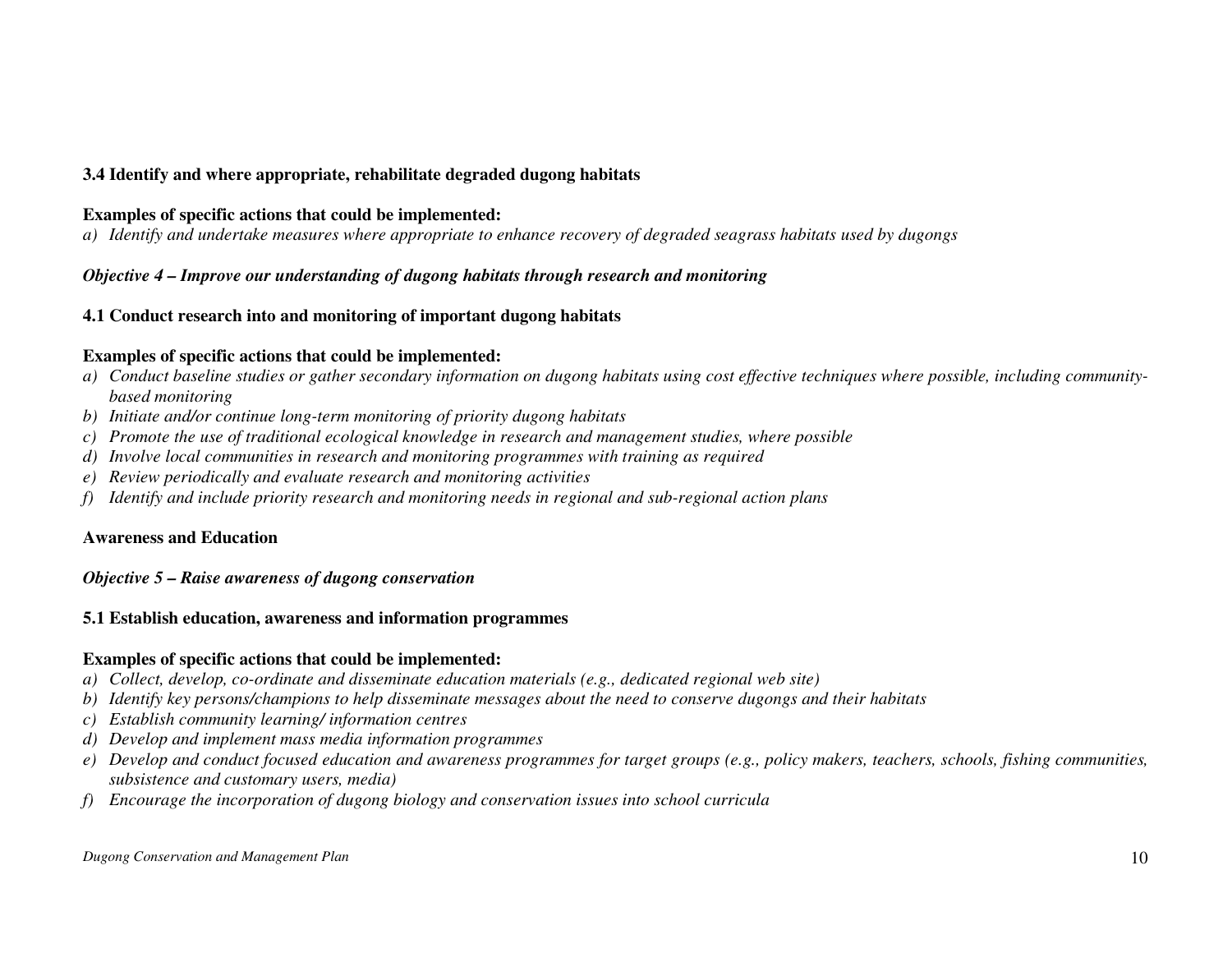**3.4 Identify and where appropriate, rehabilitate degraded dugong habitats**

**Examples of specific actions that could be implemented:**

*a) Identify and undertake measures where appropriate to enhance recovery of degraded seagrass habitats used by dugongs*

***Objective 4 – Improve our understanding of dugong habitats through research and monitoring***

**4.1 Conduct research into and monitoring of important dugong habitats**

**Examples of specific actions that could be implemented:**

*a) Conduct baseline studies or gather secondary information on dugong habitats using cost effective techniques where possible, including community-based monitoring*

*b) Initiate and/or continue long-term monitoring of priority dugong habitats*

*c) Promote the use of traditional ecological knowledge in research and management studies, where possible*

*d) Involve local communities in research and monitoring programmes with training as required*

*e) Review periodically and evaluate research and monitoring activities*

*f) Identify and include priority research and monitoring needs in regional and sub-regional action plans*

**Awareness and Education**

***Objective 5 – Raise awareness of dugong conservation***

**5.1 Establish education, awareness and information programmes**

**Examples of specific actions that could be implemented:**

*a) Collect, develop, co-ordinate and disseminate education materials (e.g., dedicated regional web site)*

*b) Identify key persons/champions to help disseminate messages about the need to conserve dugongs and their habitats*

*c) Establish community learning/ information centres*

*d) Develop and implement mass media information programmes*

*e) Develop and conduct focused education and awareness programmes for target groups (e.g., policy makers, teachers, schools, fishing communities, subsistence and customary users, media)*

*f) Encourage the incorporation of dugong biology and conservation issues into school curricula*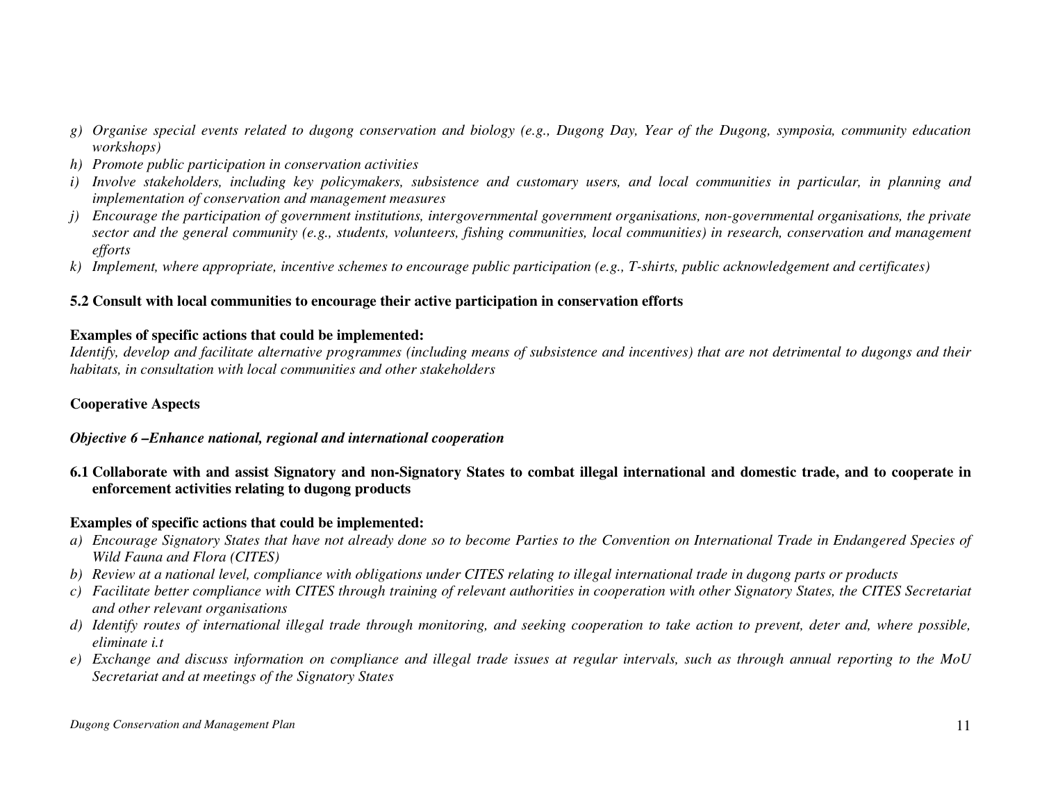g) *Organise special events related to dugong conservation and biology (e.g., Dugong Day, Year of the Dugong, symposia, community education workshops)*
h) *Promote public participation in conservation activities*
i) *Involve stakeholders, including key policymakers, subsistence and customary users, and local communities in particular, in planning and implementation of conservation and management measures*
j) *Encourage the participation of government institutions, intergovernmental government organisations, non-governmental organisations, the private sector and the general community (e.g., students, volunteers, fishing communities, local communities) in research, conservation and management efforts*
k) *Implement, where appropriate, incentive schemes to encourage public participation (e.g., T-shirts, public acknowledgement and certificates)*

**5.2 Consult with local communities to encourage their active participation in conservation efforts**

**Examples of specific actions that could be implemented:**
*Identify, develop and facilitate alternative programmes (including means of subsistence and incentives) that are not detrimental to dugongs and their habitats, in consultation with local communities and other stakeholders*

**Cooperative Aspects**

***Objective 6 –Enhance national, regional and international cooperation***

**6.1 Collaborate with and assist Signatory and non-Signatory States to combat illegal international and domestic trade, and to cooperate in enforcement activities relating to dugong products**

**Examples of specific actions that could be implemented:**
a) *Encourage Signatory States that have not already done so to become Parties to the Convention on International Trade in Endangered Species of Wild Fauna and Flora (CITES)*
b) *Review at a national level, compliance with obligations under CITES relating to illegal international trade in dugong parts or products*
c) *Facilitate better compliance with CITES through training of relevant authorities in cooperation with other Signatory States, the CITES Secretariat and other relevant organisations*
d) *Identify routes of international illegal trade through monitoring, and seeking cooperation to take action to prevent, deter and, where possible, eliminate i.t*
e) *Exchange and discuss information on compliance and illegal trade issues at regular intervals, such as through annual reporting to the MoU Secretariat and at meetings of the Signatory States*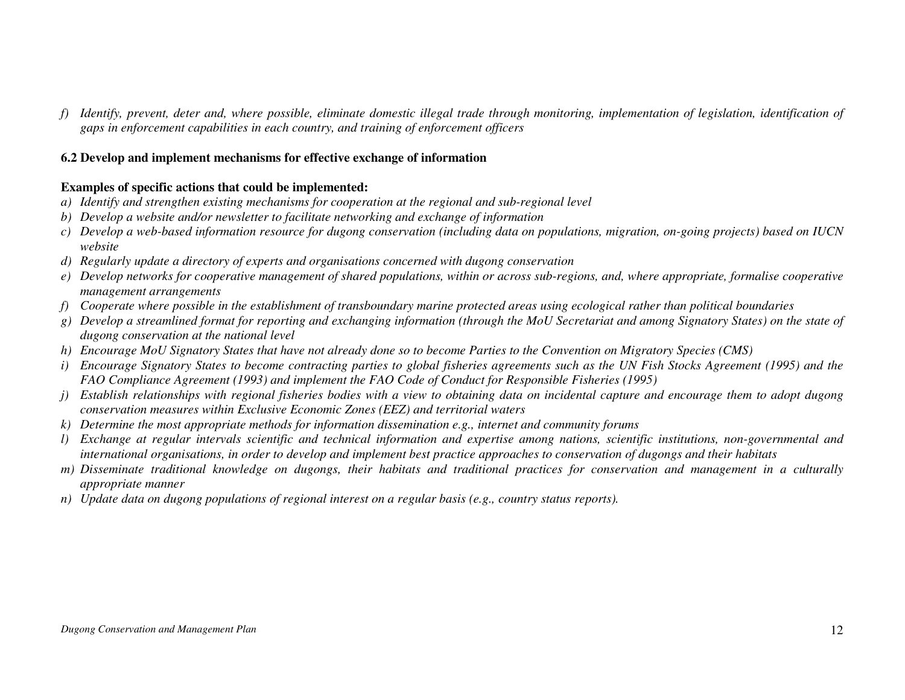*f) Identify, prevent, deter and, where possible, eliminate domestic illegal trade through monitoring, implementation of legislation, identification of gaps in enforcement capabilities in each country, and training of enforcement officers*

**6.2 Develop and implement mechanisms for effective exchange of information**

**Examples of specific actions that could be implemented:**

*a) Identify and strengthen existing mechanisms for cooperation at the regional and sub-regional level*

*b) Develop a website and/or newsletter to facilitate networking and exchange of information*

*c) Develop a web-based information resource for dugong conservation (including data on populations, migration, on-going projects) based on IUCN website*

*d) Regularly update a directory of experts and organisations concerned with dugong conservation*

*e) Develop networks for cooperative management of shared populations, within or across sub-regions, and, where appropriate, formalise cooperative management arrangements*

*f) Cooperate where possible in the establishment of transboundary marine protected areas using ecological rather than political boundaries*

*g) Develop a streamlined format for reporting and exchanging information (through the MoU Secretariat and among Signatory States) on the state of dugong conservation at the national level*

*h) Encourage MoU Signatory States that have not already done so to become Parties to the Convention on Migratory Species (CMS)*

*i) Encourage Signatory States to become contracting parties to global fisheries agreements such as the UN Fish Stocks Agreement (1995) and the FAO Compliance Agreement (1993) and implement the FAO Code of Conduct for Responsible Fisheries (1995)*

*j) Establish relationships with regional fisheries bodies with a view to obtaining data on incidental capture and encourage them to adopt dugong conservation measures within Exclusive Economic Zones (EEZ) and territorial waters*

*k) Determine the most appropriate methods for information dissemination e.g., internet and community forums*

*l) Exchange at regular intervals scientific and technical information and expertise among nations, scientific institutions, non-governmental and international organisations, in order to develop and implement best practice approaches to conservation of dugongs and their habitats*

*m) Disseminate traditional knowledge on dugongs, their habitats and traditional practices for conservation and management in a culturally appropriate manner*

*n) Update data on dugong populations of regional interest on a regular basis (e.g., country status reports).*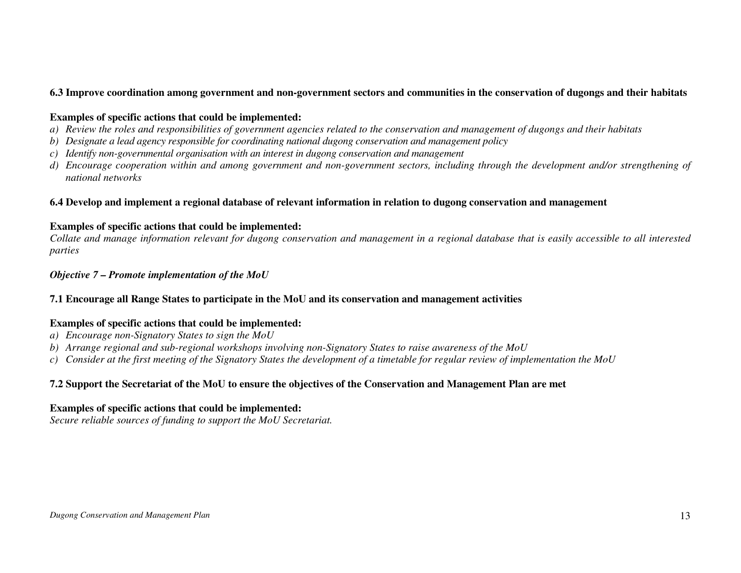**6.3 Improve coordination among government and non-government sectors and communities in the conservation of dugongs and their habitats**

**Examples of specific actions that could be implemented:**

a) *Review the roles and responsibilities of government agencies related to the conservation and management of dugongs and their habitats*
b) *Designate a lead agency responsible for coordinating national dugong conservation and management policy*
c) *Identify non-governmental organisation with an interest in dugong conservation and management*
d) *Encourage cooperation within and among government and non-government sectors, including through the development and/or strengthening of national networks*

**6.4 Develop and implement a regional database of relevant information in relation to dugong conservation and management**

**Examples of specific actions that could be implemented:**

*Collate and manage information relevant for dugong conservation and management in a regional database that is easily accessible to all interested parties*

***Objective 7 – Promote implementation of the MoU***

**7.1 Encourage all Range States to participate in the MoU and its conservation and management activities**

**Examples of specific actions that could be implemented:**

a) *Encourage non-Signatory States to sign the MoU*
b) *Arrange regional and sub-regional workshops involving non-Signatory States to raise awareness of the MoU*
c) *Consider at the first meeting of the Signatory States the development of a timetable for regular review of implementation the MoU*

**7.2 Support the Secretariat of the MoU to ensure the objectives of the Conservation and Management Plan are met**

**Examples of specific actions that could be implemented:**

*Secure reliable sources of funding to support the MoU Secretariat.*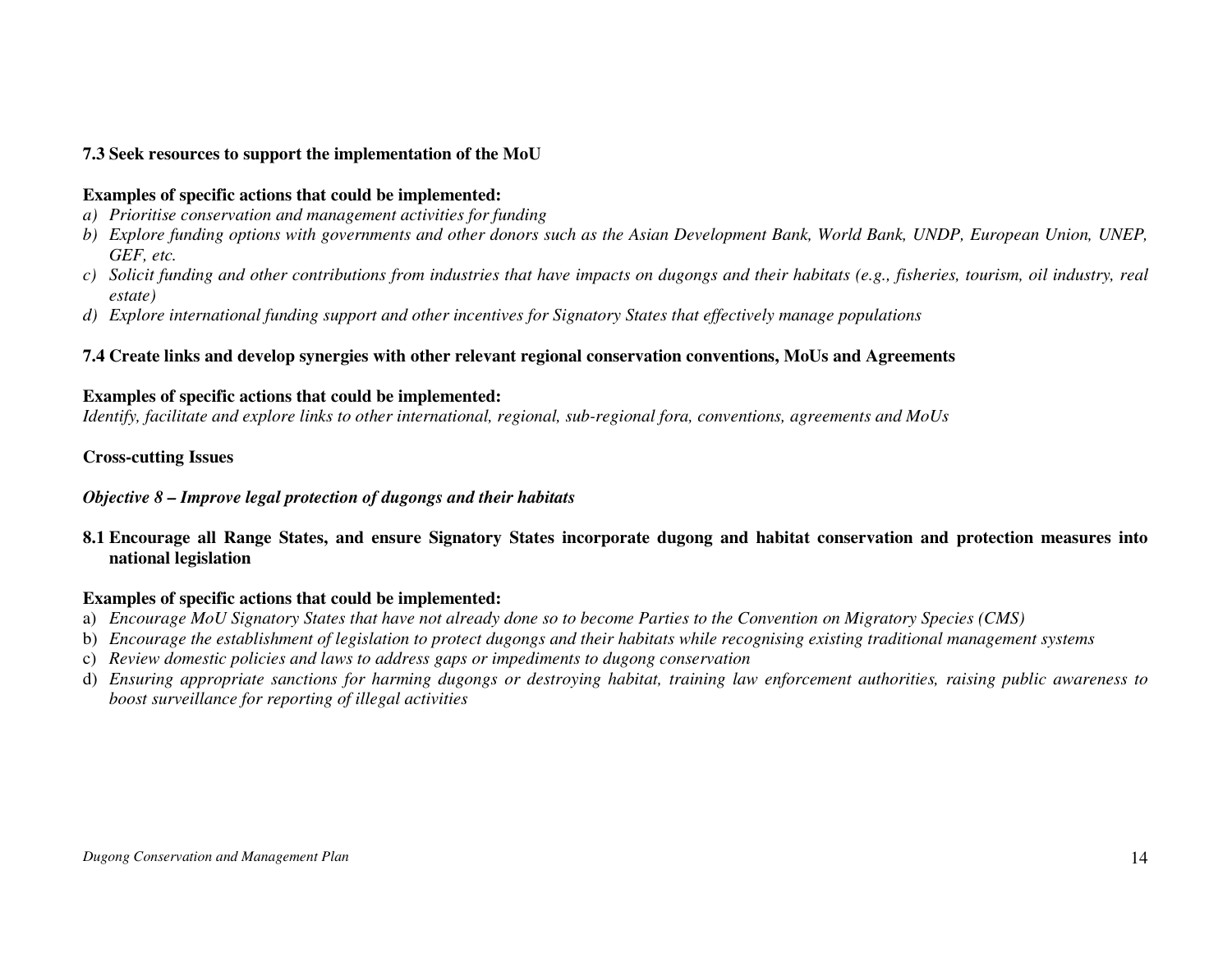**7.3 Seek resources to support the implementation of the MoU**

**Examples of specific actions that could be implemented:**

a) *Prioritise conservation and management activities for funding*
b) *Explore funding options with governments and other donors such as the Asian Development Bank, World Bank, UNDP, European Union, UNEP, GEF, etc.*
c) *Solicit funding and other contributions from industries that have impacts on dugongs and their habitats (e.g., fisheries, tourism, oil industry, real estate)*
d) *Explore international funding support and other incentives for Signatory States that effectively manage populations*

**7.4 Create links and develop synergies with other relevant regional conservation conventions, MoUs and Agreements**

**Examples of specific actions that could be implemented:**

*Identify, facilitate and explore links to other international, regional, sub-regional fora, conventions, agreements and MoUs*

**Cross-cutting Issues**

***Objective 8 – Improve legal protection of dugongs and their habitats***

**8.1 Encourage all Range States, and ensure Signatory States incorporate dugong and habitat conservation and protection measures into national legislation**

**Examples of specific actions that could be implemented:**

a) *Encourage MoU Signatory States that have not already done so to become Parties to the Convention on Migratory Species (CMS)*
b) *Encourage the establishment of legislation to protect dugongs and their habitats while recognising existing traditional management systems*
c) *Review domestic policies and laws to address gaps or impediments to dugong conservation*
d) *Ensuring appropriate sanctions for harming dugongs or destroying habitat, training law enforcement authorities, raising public awareness to boost surveillance for reporting of illegal activities*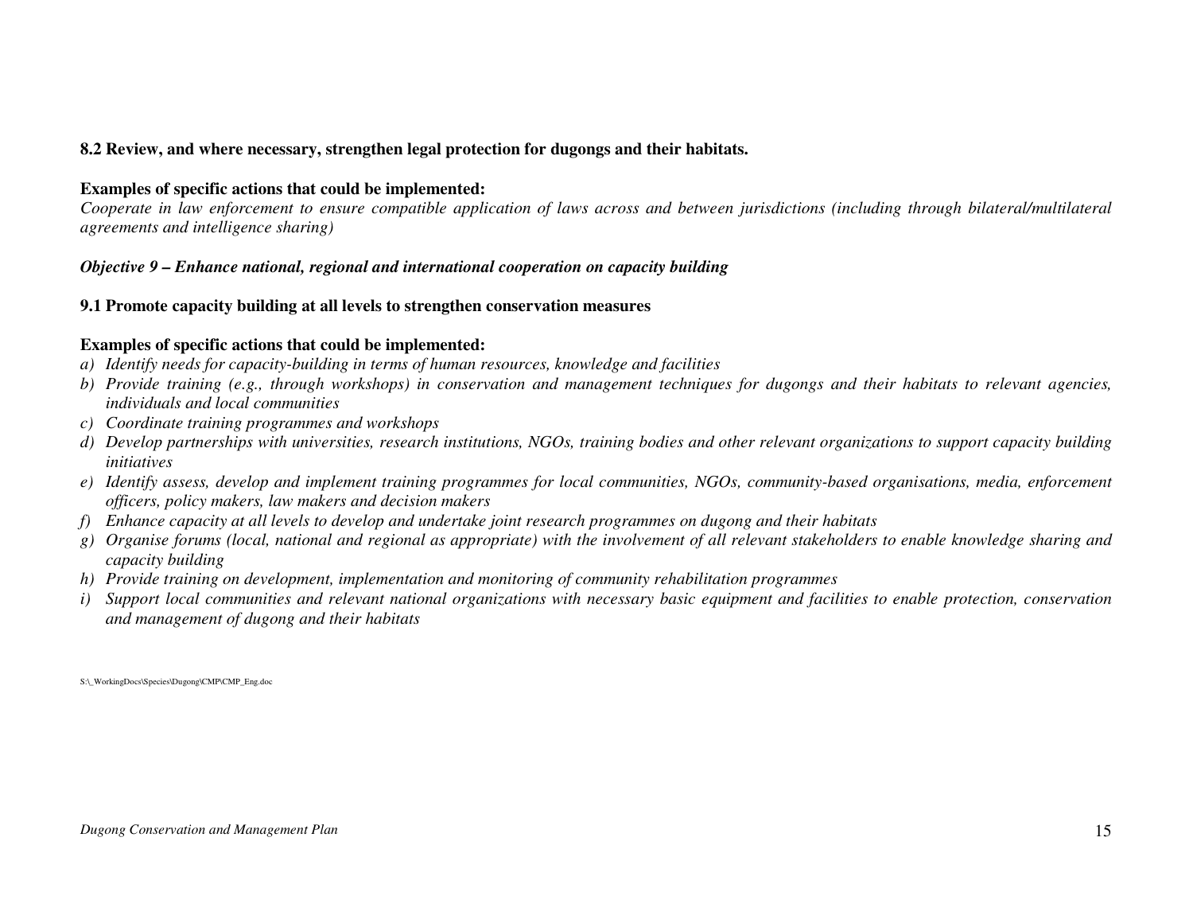**8.2 Review, and where necessary, strengthen legal protection for dugongs and their habitats.**

**Examples of specific actions that could be implemented:**

*Cooperate in law enforcement to ensure compatible application of laws across and between jurisdictions (including through bilateral/multilateral agreements and intelligence sharing)*

***Objective 9 – Enhance national, regional and international cooperation on capacity building***

**9.1 Promote capacity building at all levels to strengthen conservation measures**

**Examples of specific actions that could be implemented:**

a) *Identify needs for capacity-building in terms of human resources, knowledge and facilities*
b) *Provide training (e.g., through workshops) in conservation and management techniques for dugongs and their habitats to relevant agencies, individuals and local communities*
c) *Coordinate training programmes and workshops*
d) *Develop partnerships with universities, research institutions, NGOs, training bodies and other relevant organizations to support capacity building initiatives*
e) *Identify assess, develop and implement training programmes for local communities, NGOs, community-based organisations, media, enforcement officers, policy makers, law makers and decision makers*
f) *Enhance capacity at all levels to develop and undertake joint research programmes on dugong and their habitats*
g) *Organise forums (local, national and regional as appropriate) with the involvement of all relevant stakeholders to enable knowledge sharing and capacity building*
h) *Provide training on development, implementation and monitoring of community rehabilitation programmes*
i) *Support local communities and relevant national organizations with necessary basic equipment and facilities to enable protection, conservation and management of dugong and their habitats*

S:\_WorkingDocs\Species\Dugong\CMP\CMP_Eng.doc